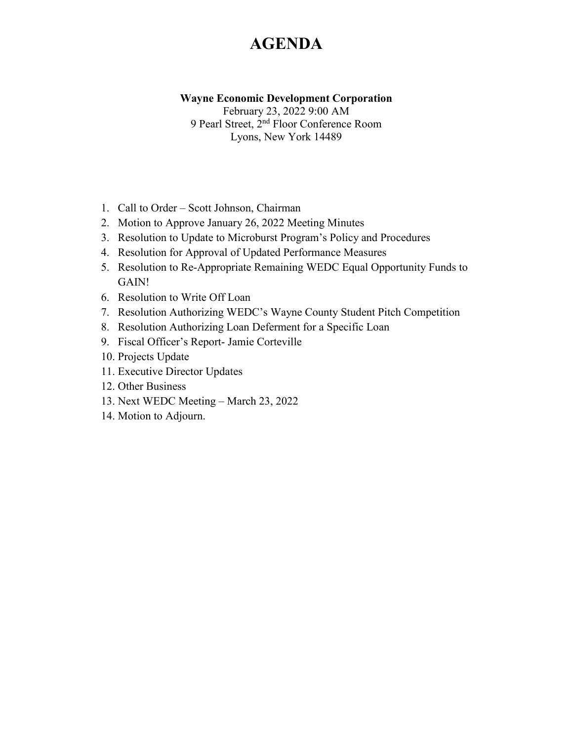# AGENDA

**Wayne Economic Development Corporation**
February 23, 2022 9:00 AM
9 Pearl Street, 2nd Floor Conference Room
Lyons, New York 14489

1. Call to Order – Scott Johnson, Chairman
2. Motion to Approve January 26, 2022 Meeting Minutes
3. Resolution to Update to Microburst Program's Policy and Procedures
4. Resolution for Approval of Updated Performance Measures
5. Resolution to Re-Appropriate Remaining WEDC Equal Opportunity Funds to GAIN!
6. Resolution to Write Off Loan
7. Resolution Authorizing WEDC's Wayne County Student Pitch Competition
8. Resolution Authorizing Loan Deferment for a Specific Loan
9. Fiscal Officer's Report- Jamie Corteville
10. Projects Update
11. Executive Director Updates
12. Other Business
13. Next WEDC Meeting – March 23, 2022
14. Motion to Adjourn.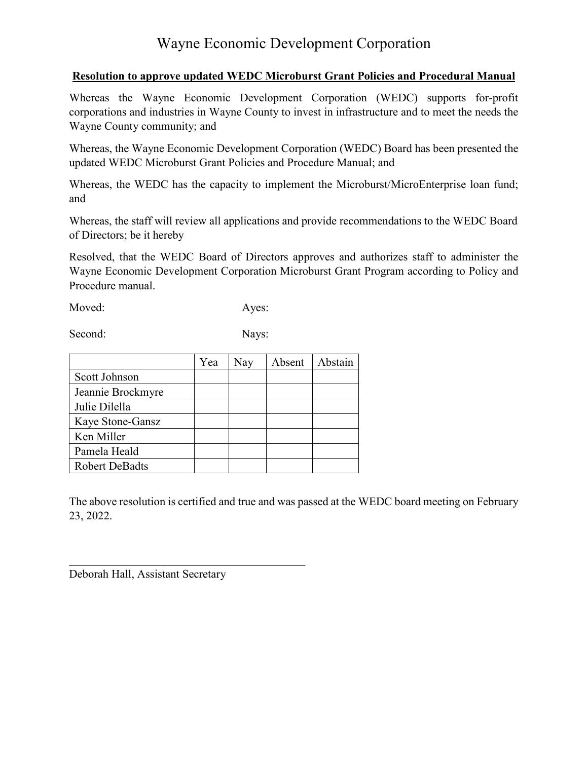# Wayne Economic Development Corporation

**<u>Resolution to approve updated WEDC Microburst Grant Policies and Procedural Manual</u>**

Whereas the Wayne Economic Development Corporation (WEDC) supports for-profit corporations and industries in Wayne County to invest in infrastructure and to meet the needs the Wayne County community; and

Whereas, the Wayne Economic Development Corporation (WEDC) Board has been presented the updated WEDC Microburst Grant Policies and Procedure Manual; and

Whereas, the WEDC has the capacity to implement the Microburst/MicroEnterprise loan fund; and

Whereas, the staff will review all applications and provide recommendations to the WEDC Board of Directors; be it hereby

Resolved, that the WEDC Board of Directors approves and authorizes staff to administer the Wayne Economic Development Corporation Microburst Grant Program according to Policy and Procedure manual.

Moved: Ayes:

Second: Nays:

| | Yea | Nay | Absent | Abstain |
|---|---|---|---|---|
| Scott Johnson | | | | |
| Jeannie Brockmyre | | | | |
| Julie Dilella | | | | |
| Kaye Stone-Gansz | | | | |
| Ken Miller | | | | |
| Pamela Heald | | | | |
| Robert DeBadts | | | | |

The above resolution is certified and true and was passed at the WEDC board meeting on February 23, 2022.

\_\_\_\_\_\_\_\_\_\_\_\_\_\_\_\_\_\_\_\_\_\_\_\_\_\_\_\_\_\_\_\_\_\_\_\_\_\_\_\_

Deborah Hall, Assistant Secretary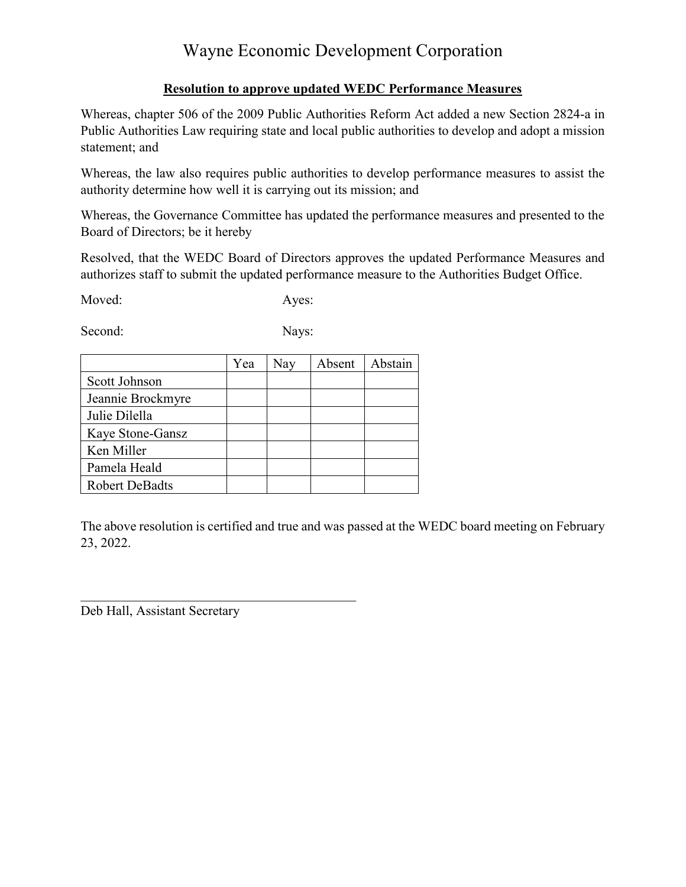# Wayne Economic Development Corporation

**Resolution to approve updated WEDC Performance Measures**

Whereas, chapter 506 of the 2009 Public Authorities Reform Act added a new Section 2824-a in Public Authorities Law requiring state and local public authorities to develop and adopt a mission statement; and

Whereas, the law also requires public authorities to develop performance measures to assist the authority determine how well it is carrying out its mission; and

Whereas, the Governance Committee has updated the performance measures and presented to the Board of Directors; be it hereby

Resolved, that the WEDC Board of Directors approves the updated Performance Measures and authorizes staff to submit the updated performance measure to the Authorities Budget Office.

Moved: Ayes:

Second: Nays:

| | Yea | Nay | Absent | Abstain |
|---|---|---|---|---|
| Scott Johnson | | | | |
| Jeannie Brockmyre | | | | |
| Julie Dilella | | | | |
| Kaye Stone-Gansz | | | | |
| Ken Miller | | | | |
| Pamela Heald | | | | |
| Robert DeBadts | | | | |

The above resolution is certified and true and was passed at the WEDC board meeting on February 23, 2022.

_____________________________________________

Deb Hall, Assistant Secretary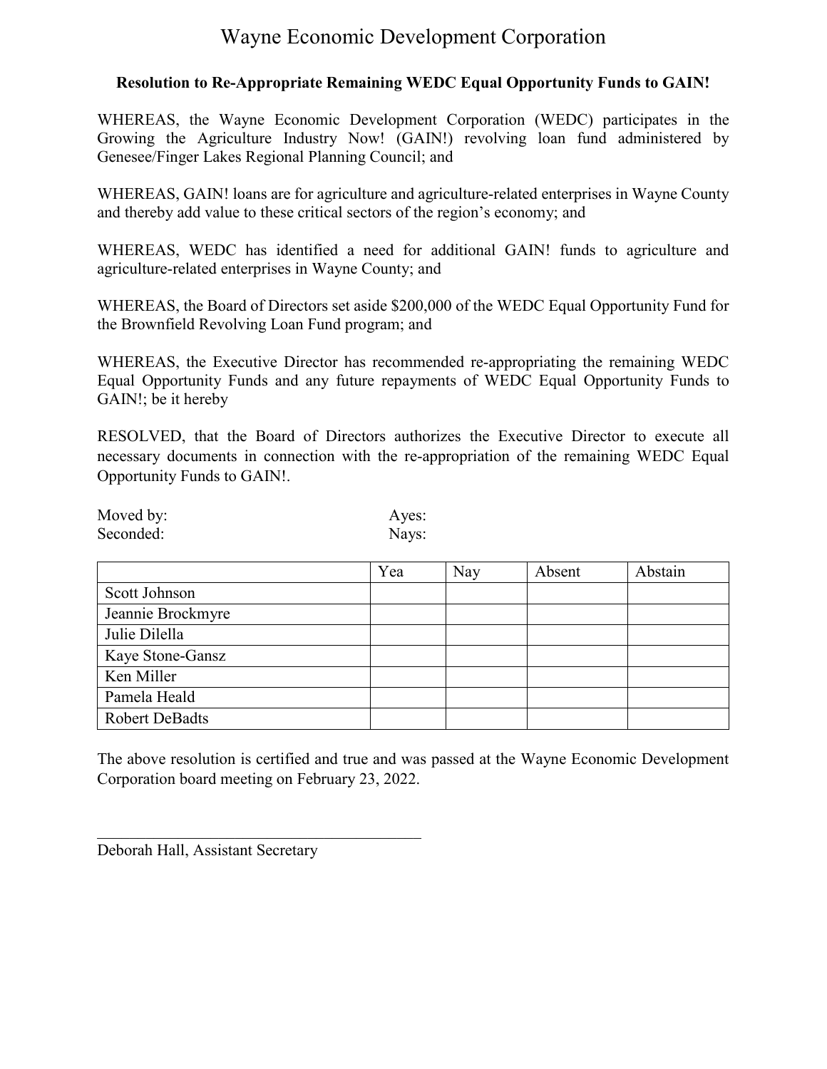# Wayne Economic Development Corporation

**Resolution to Re-Appropriate Remaining WEDC Equal Opportunity Funds to GAIN!**

WHEREAS, the Wayne Economic Development Corporation (WEDC) participates in the Growing the Agriculture Industry Now! (GAIN!) revolving loan fund administered by Genesee/Finger Lakes Regional Planning Council; and

WHEREAS, GAIN! loans are for agriculture and agriculture-related enterprises in Wayne County and thereby add value to these critical sectors of the region's economy; and

WHEREAS, WEDC has identified a need for additional GAIN! funds to agriculture and agriculture-related enterprises in Wayne County; and

WHEREAS, the Board of Directors set aside $200,000 of the WEDC Equal Opportunity Fund for the Brownfield Revolving Loan Fund program; and

WHEREAS, the Executive Director has recommended re-appropriating the remaining WEDC Equal Opportunity Funds and any future repayments of WEDC Equal Opportunity Funds to GAIN!; be it hereby

RESOLVED, that the Board of Directors authorizes the Executive Director to execute all necessary documents in connection with the re-appropriation of the remaining WEDC Equal Opportunity Funds to GAIN!.

Moved by: Ayes:
Seconded: Nays:

| | Yea | Nay | Absent | Abstain |
|---|---|---|---|---|
| Scott Johnson | | | | |
| Jeannie Brockmyre | | | | |
| Julie Dilella | | | | |
| Kaye Stone-Gansz | | | | |
| Ken Miller | | | | |
| Pamela Heald | | | | |
| Robert DeBadts | | | | |

The above resolution is certified and true and was passed at the Wayne Economic Development Corporation board meeting on February 23, 2022.

\_\_\_\_\_\_\_\_\_\_\_\_\_\_\_\_\_\_\_\_\_\_\_\_\_\_\_\_\_\_\_\_\_\_\_\_\_\_\_\_

Deborah Hall, Assistant Secretary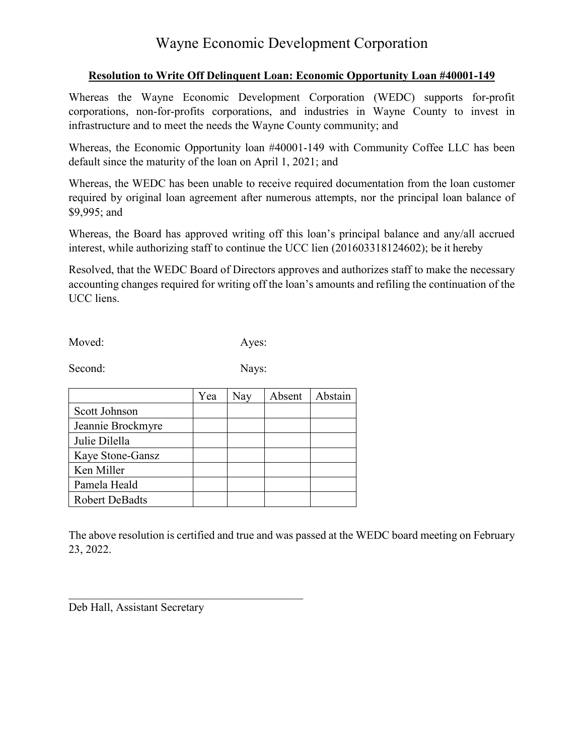# Wayne Economic Development Corporation

**Resolution to Write Off Delinquent Loan: Economic Opportunity Loan #40001-149**

Whereas the Wayne Economic Development Corporation (WEDC) supports for-profit corporations, non-for-profits corporations, and industries in Wayne County to invest in infrastructure and to meet the needs the Wayne County community; and

Whereas, the Economic Opportunity loan #40001-149 with Community Coffee LLC has been default since the maturity of the loan on April 1, 2021; and

Whereas, the WEDC has been unable to receive required documentation from the loan customer required by original loan agreement after numerous attempts, nor the principal loan balance of $9,995; and

Whereas, the Board has approved writing off this loan's principal balance and any/all accrued interest, while authorizing staff to continue the UCC lien (201603318124602); be it hereby

Resolved, that the WEDC Board of Directors approves and authorizes staff to make the necessary accounting changes required for writing off the loan's amounts and refiling the continuation of the UCC liens.

Moved: Ayes:

Second: Nays:

| | Yea | Nay | Absent | Abstain |
|---|---|---|---|---|
| Scott Johnson | | | | |
| Jeannie Brockmyre | | | | |
| Julie Dilella | | | | |
| Kaye Stone-Gansz | | | | |
| Ken Miller | | | | |
| Pamela Heald | | | | |
| Robert DeBadts | | | | |

The above resolution is certified and true and was passed at the WEDC board meeting on February 23, 2022.

\_\_\_\_\_\_\_\_\_\_\_\_\_\_\_\_\_\_\_\_\_\_\_\_\_\_\_\_\_\_\_\_\_\_\_\_\_\_

Deb Hall, Assistant Secretary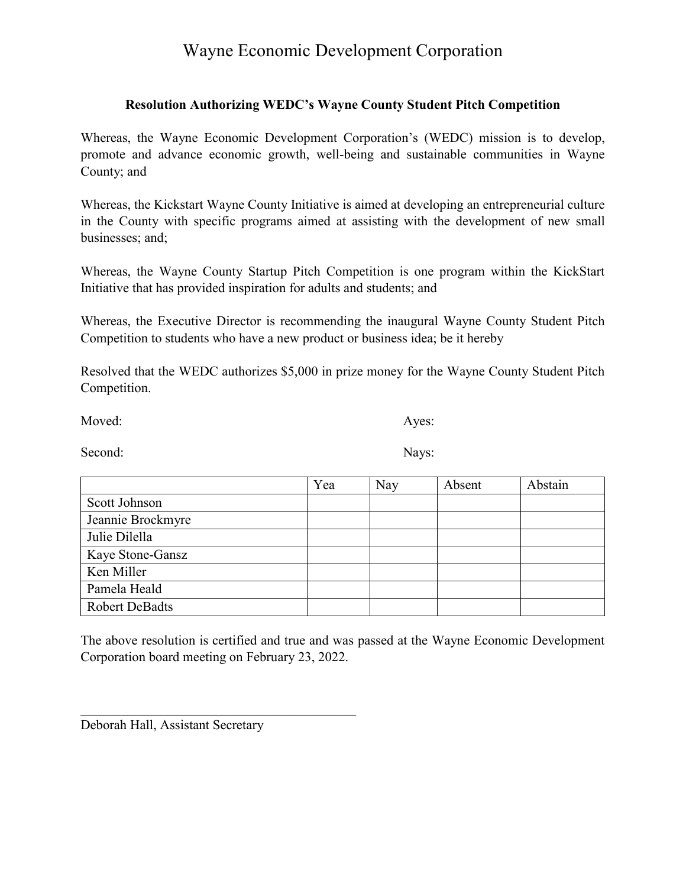# Wayne Economic Development Corporation

**Resolution Authorizing WEDC's Wayne County Student Pitch Competition**

Whereas, the Wayne Economic Development Corporation's (WEDC) mission is to develop, promote and advance economic growth, well-being and sustainable communities in Wayne County; and

Whereas, the Kickstart Wayne County Initiative is aimed at developing an entrepreneurial culture in the County with specific programs aimed at assisting with the development of new small businesses; and;

Whereas, the Wayne County Startup Pitch Competition is one program within the KickStart Initiative that has provided inspiration for adults and students; and

Whereas, the Executive Director is recommending the inaugural Wayne County Student Pitch Competition to students who have a new product or business idea; be it hereby

Resolved that the WEDC authorizes $5,000 in prize money for the Wayne County Student Pitch Competition.

Moved: Ayes:

Second: Nays:

| | Yea | Nay | Absent | Abstain |
|---|---|---|---|---|
| Scott Johnson | | | | |
| Jeannie Brockmyre | | | | |
| Julie Dilella | | | | |
| Kaye Stone-Gansz | | | | |
| Ken Miller | | | | |
| Pamela Heald | | | | |
| Robert DeBadts | | | | |

The above resolution is certified and true and was passed at the Wayne Economic Development Corporation board meeting on February 23, 2022.

\_\_\_\_\_\_\_\_\_\_\_\_\_\_\_\_\_\_\_\_\_\_\_\_\_\_\_\_\_\_\_\_\_\_\_\_\_\_\_\_

Deborah Hall, Assistant Secretary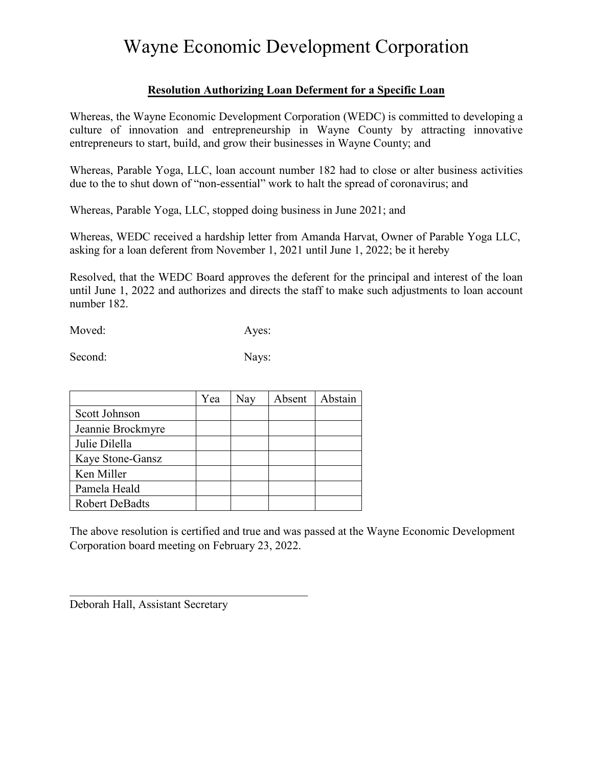# Wayne Economic Development Corporation

**Resolution Authorizing Loan Deferment for a Specific Loan**

Whereas, the Wayne Economic Development Corporation (WEDC) is committed to developing a culture of innovation and entrepreneurship in Wayne County by attracting innovative entrepreneurs to start, build, and grow their businesses in Wayne County; and

Whereas, Parable Yoga, LLC, loan account number 182 had to close or alter business activities due to the to shut down of "non-essential" work to halt the spread of coronavirus; and

Whereas, Parable Yoga, LLC, stopped doing business in June 2021; and

Whereas, WEDC received a hardship letter from Amanda Harvat, Owner of Parable Yoga LLC, asking for a loan deferent from November 1, 2021 until June 1, 2022; be it hereby

Resolved, that the WEDC Board approves the deferent for the principal and interest of the loan until June 1, 2022 and authorizes and directs the staff to make such adjustments to loan account number 182.

Moved: Ayes:

Second: Nays:

| | Yea | Nay | Absent | Abstain |
|---|---|---|---|---|
| Scott Johnson | | | | |
| Jeannie Brockmyre | | | | |
| Julie Dilella | | | | |
| Kaye Stone-Gansz | | | | |
| Ken Miller | | | | |
| Pamela Heald | | | | |
| Robert DeBadts | | | | |

The above resolution is certified and true and was passed at the Wayne Economic Development Corporation board meeting on February 23, 2022.

\_\_\_\_\_\_\_\_\_\_\_\_\_\_\_\_\_\_\_\_\_\_\_\_\_\_\_\_\_\_\_\_\_\_\_\_\_\_\_\_

Deborah Hall, Assistant Secretary